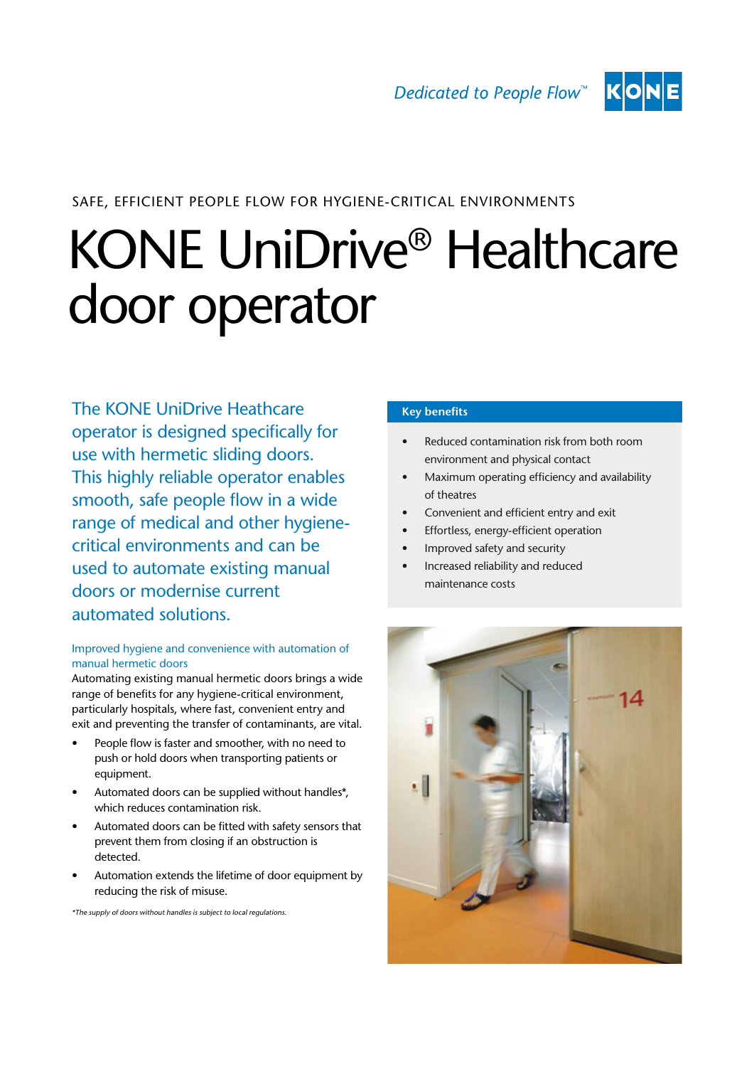Dedicated to People Flow™

SAFE, EFFICIENT PEOPLE FLOW FOR HYGIENE-CRITICAL ENVIRONMENTS

# KONE UniDrive® Healthcare door operator

The KONE UniDrive Heathcare operator is designed specifically for use with hermetic sliding doors. This highly reliable operator enables smooth, safe people flow in a wide range of medical and other hygiene-critical environments and can be used to automate existing manual doors or modernise current automated solutions.

### Improved hygiene and convenience with automation of manual hermetic doors

Automating existing manual hermetic doors brings a wide range of benefits for any hygiene-critical environment, particularly hospitals, where fast, convenient entry and exit and preventing the transfer of contaminants, are vital.

- People flow is faster and smoother, with no need to push or hold doors when transporting patients or equipment.
- Automated doors can be supplied without handles*, which reduces contamination risk.
- Automated doors can be fitted with safety sensors that prevent them from closing if an obstruction is detected.
- Automation extends the lifetime of door equipment by reducing the risk of misuse.

*\*The supply of doors without handles is subject to local regulations.*

### Key benefits

- Reduced contamination risk from both room environment and physical contact
- Maximum operating efficiency and availability of theatres
- Convenient and efficient entry and exit
- Effortless, energy-efficient operation
- Improved safety and security
- Increased reliability and reduced maintenance costs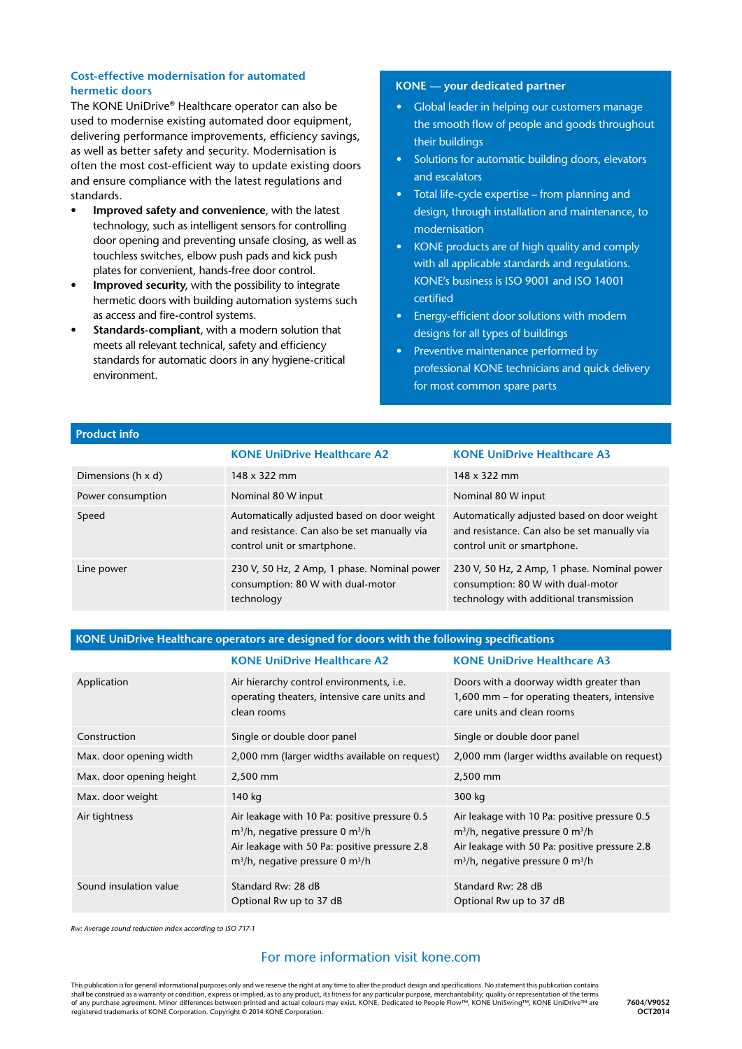## Cost-effective modernisation for automated hermetic doors

The KONE UniDrive® Healthcare operator can also be used to modernise existing automated door equipment, delivering performance improvements, efficiency savings, as well as better safety and security. Modernisation is often the most cost-efficient way to update existing doors and ensure compliance with the latest regulations and standards.

- **Improved safety and convenience**, with the latest technology, such as intelligent sensors for controlling door opening and preventing unsafe closing, as well as touchless switches, elbow push pads and kick push plates for convenient, hands-free door control.
- **Improved security**, with the possibility to integrate hermetic doors with building automation systems such as access and fire-control systems.
- **Standards-compliant**, with a modern solution that meets all relevant technical, safety and efficiency standards for automatic doors in any hygiene-critical environment.

## KONE — your dedicated partner

- Global leader in helping our customers manage the smooth flow of people and goods throughout their buildings
- Solutions for automatic building doors, elevators and escalators
- Total life-cycle expertise – from planning and design, through installation and maintenance, to modernisation
- KONE products are of high quality and comply with all applicable standards and regulations. KONE's business is ISO 9001 and ISO 14001 certified
- Energy-efficient door solutions with modern designs for all types of buildings
- Preventive maintenance performed by professional KONE technicians and quick delivery for most common spare parts

## Product info

| | KONE UniDrive Healthcare A2 | KONE UniDrive Healthcare A3 |
|---|---|---|
| Dimensions (h x d) | 148 x 322 mm | 148 x 322 mm |
| Power consumption | Nominal 80 W input | Nominal 80 W input |
| Speed | Automatically adjusted based on door weight and resistance. Can also be set manually via control unit or smartphone. | Automatically adjusted based on door weight and resistance. Can also be set manually via control unit or smartphone. |
| Line power | 230 V, 50 Hz, 2 Amp, 1 phase. Nominal power consumption: 80 W with dual-motor technology | 230 V, 50 Hz, 2 Amp, 1 phase. Nominal power consumption: 80 W with dual-motor technology with additional transmission |

## KONE UniDrive Healthcare operators are designed for doors with the following specifications

| | KONE UniDrive Healthcare A2 | KONE UniDrive Healthcare A3 |
|---|---|---|
| Application | Air hierarchy control environments, i.e. operating theaters, intensive care units and clean rooms | Doors with a doorway width greater than 1,600 mm – for operating theaters, intensive care units and clean rooms |
| Construction | Single or double door panel | Single or double door panel |
| Max. door opening width | 2,000 mm (larger widths available on request) | 2,000 mm (larger widths available on request) |
| Max. door opening height | 2,500 mm | 2,500 mm |
| Max. door weight | 140 kg | 300 kg |
| Air tightness | Air leakage with 10 Pa: positive pressure 0.5 $m^3/h$, negative pressure 0 $m^3/h$<br>Air leakage with 50 Pa: positive pressure 2.8 $m^3/h$, negative pressure 0 $m^3/h$ | Air leakage with 10 Pa: positive pressure 0.5 $m^3/h$, negative pressure 0 $m^3/h$<br>Air leakage with 50 Pa: positive pressure 2.8 $m^3/h$, negative pressure 0 $m^3/h$ |
| Sound insulation value | Standard Rw: 28 dB<br>Optional Rw up to 37 dB | Standard Rw: 28 dB<br>Optional Rw up to 37 dB |

*Rw: Average sound reduction index according to ISO 717-1*

For more information visit kone.com

This publication is for general informational purposes only and we reserve the right at any time to alter the product design and specifications. No statement this publication contains shall be construed as a warranty or condition, express or implied, as to any product, its fitness for any particular purpose, merchantability, quality or representation of the terms of any purchase agreement. Minor differences between printed and actual colours may exist. KONE, Dedicated to People Flow™, KONE UniSwing™, KONE UniDrive™ are registered trademarks of KONE Corporation. Copyright © 2014 KONE Corporation.

7604/V9052
OCT2014